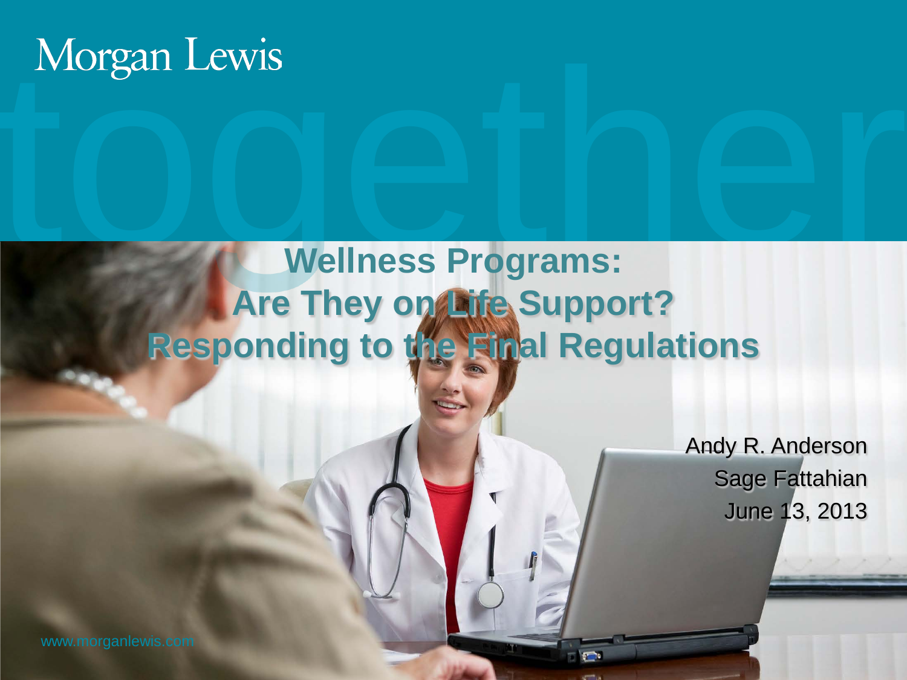Morgan Lewis

# Wellness Programs: Are They on Life Support? Responding to the Final Regulations

Andy R. Anderson
Sage Fattahian
June 13, 2013

www.morganlewis.com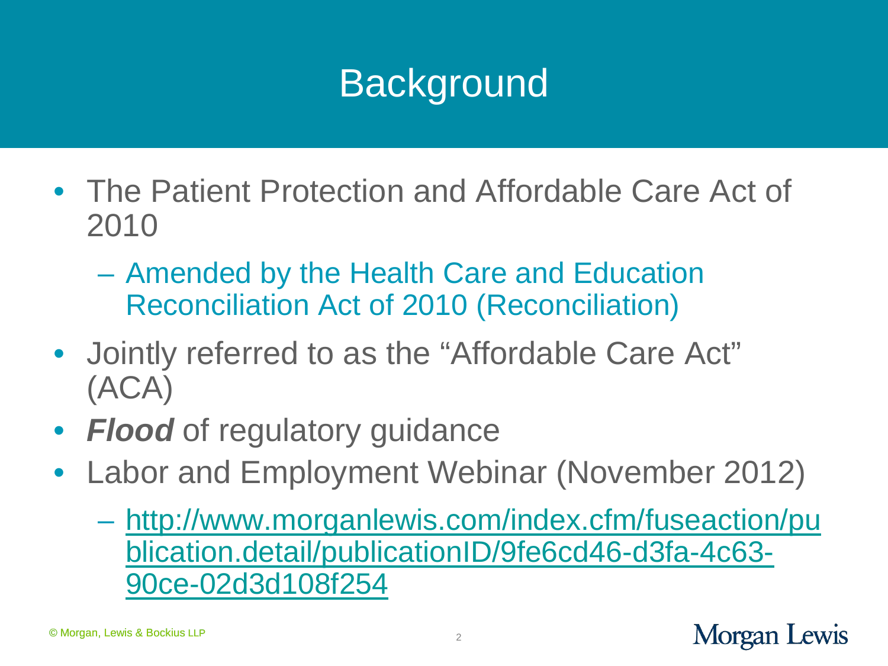# Background

- The Patient Protection and Affordable Care Act of 2010
  - Amended by the Health Care and Education Reconciliation Act of 2010 (Reconciliation)
- Jointly referred to as the "Affordable Care Act" (ACA)
- ***Flood*** of regulatory guidance
- Labor and Employment Webinar (November 2012)
  - http://www.morganlewis.com/index.cfm/fuseaction/publication.detail/publicationID/9fe6cd46-d3fa-4c63-90ce-02d3d108f254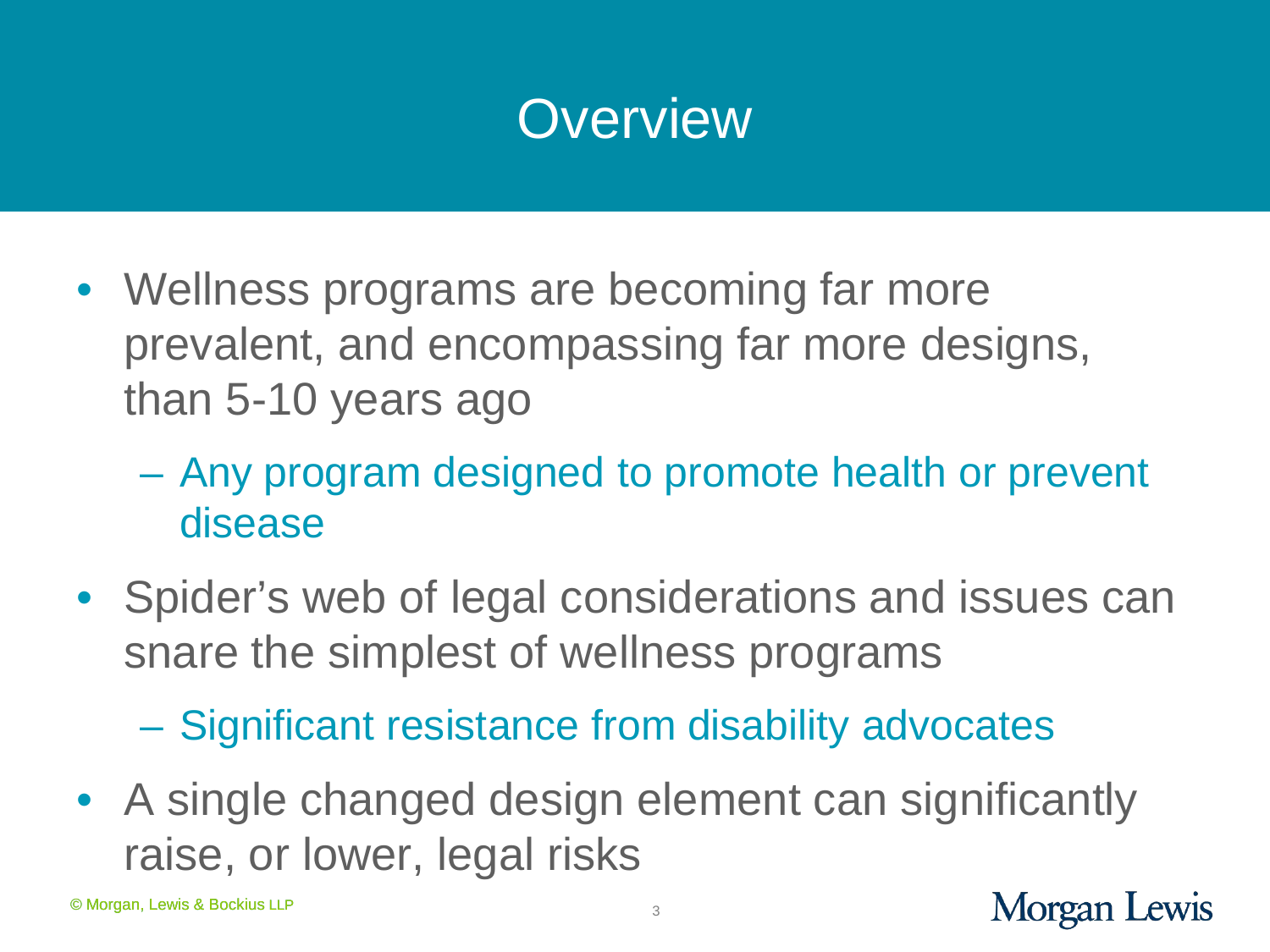# Overview

- Wellness programs are becoming far more prevalent, and encompassing far more designs, than 5-10 years ago
  - Any program designed to promote health or prevent disease
- Spider's web of legal considerations and issues can snare the simplest of wellness programs
  - Significant resistance from disability advocates
- A single changed design element can significantly raise, or lower, legal risks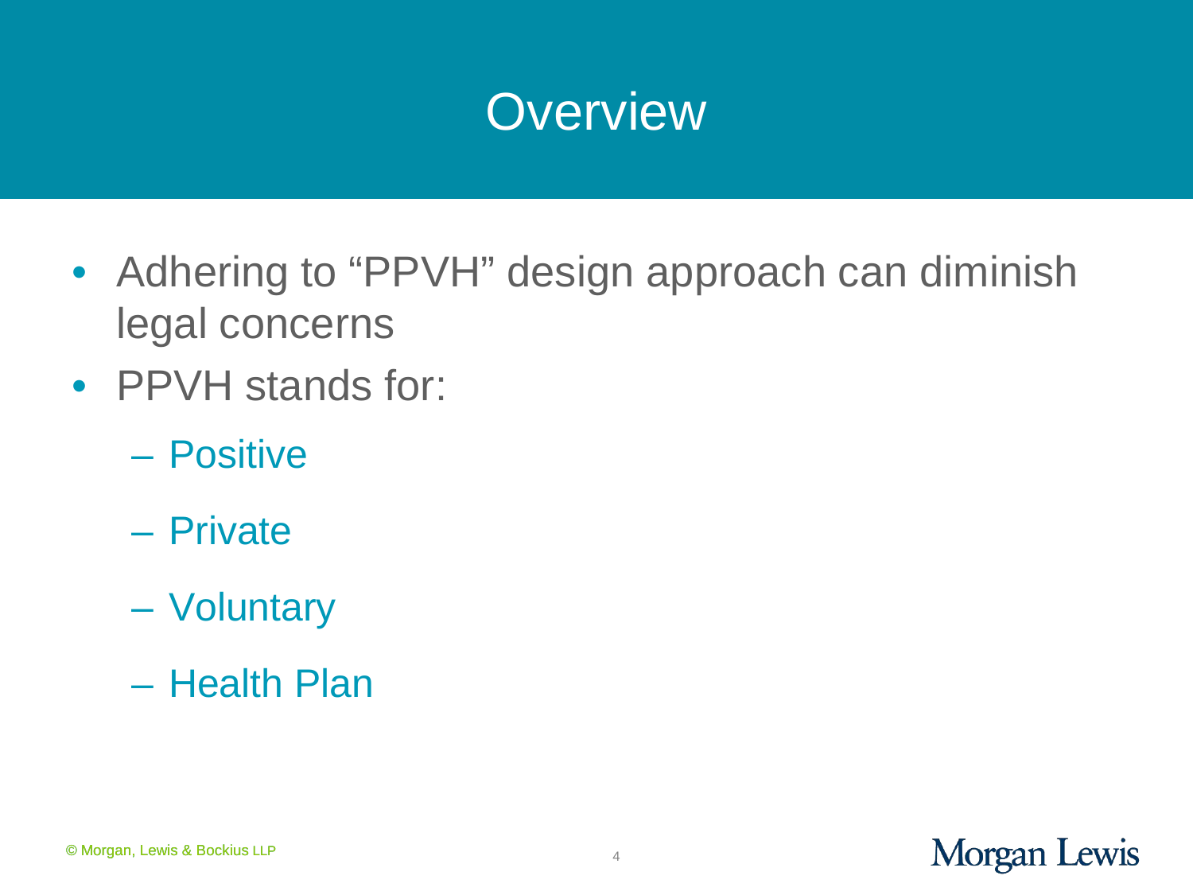# Overview

- Adhering to "PPVH" design approach can diminish legal concerns
- PPVH stands for:
  - Positive
  - Private
  - Voluntary
  - Health Plan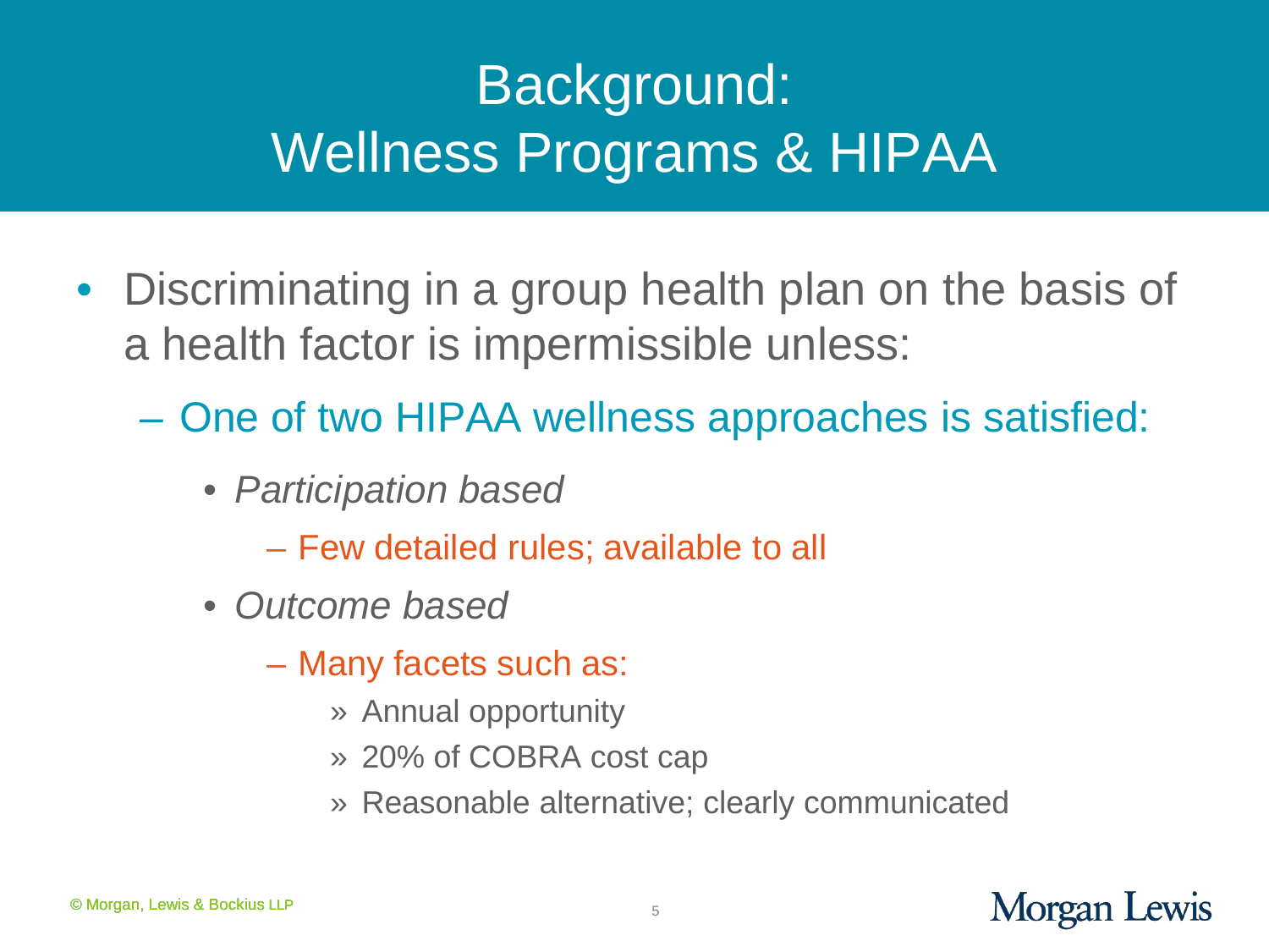# Background: Wellness Programs & HIPAA

- Discriminating in a group health plan on the basis of a health factor is impermissible unless:
  - One of two HIPAA wellness approaches is satisfied:
    - *Participation based*
      - Few detailed rules; available to all
    - *Outcome based*
      - Many facets such as:
        - » Annual opportunity
        - » 20% of COBRA cost cap
        - » Reasonable alternative; clearly communicated

© Morgan, Lewis & Bockius LLP

Morgan Lewis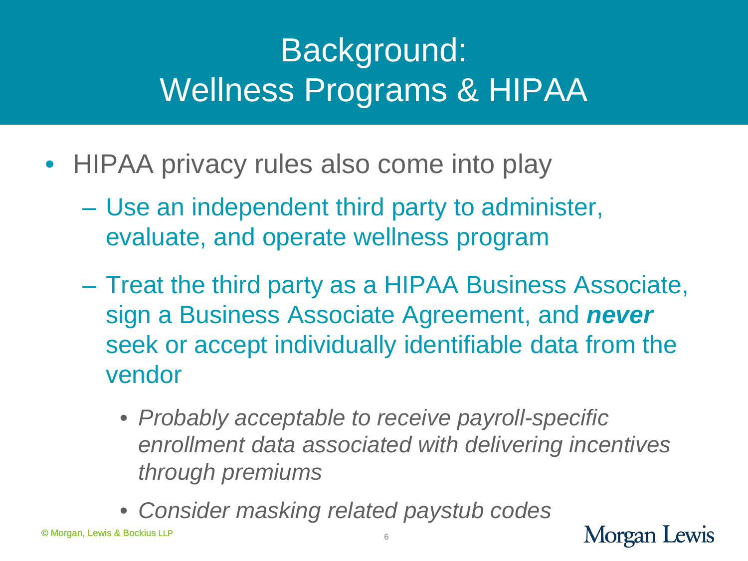# Background: Wellness Programs & HIPAA

- HIPAA privacy rules also come into play
  - Use an independent third party to administer, evaluate, and operate wellness program
  - Treat the third party as a HIPAA Business Associate, sign a Business Associate Agreement, and ***never*** seek or accept individually identifiable data from the vendor
    - *Probably acceptable to receive payroll-specific enrollment data associated with delivering incentives through premiums*
    - *Consider masking related paystub codes*

© Morgan, Lewis & Bockius LLP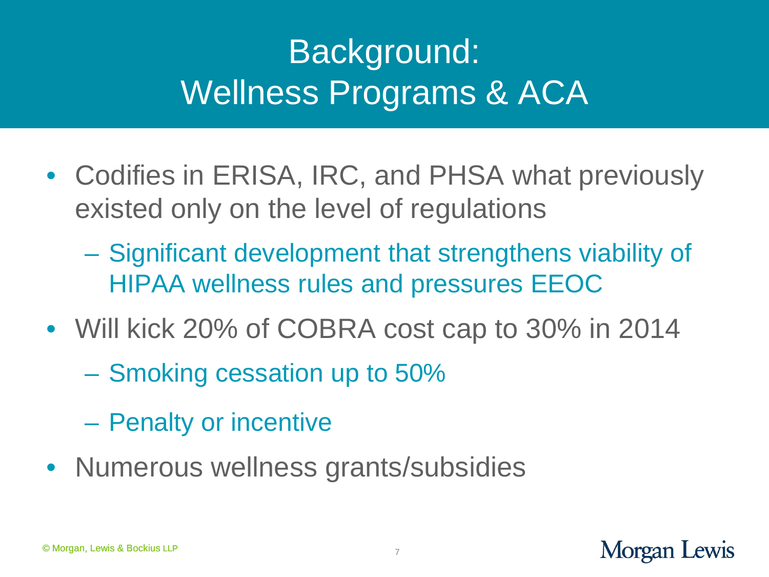# Background: Wellness Programs & ACA

- Codifies in ERISA, IRC, and PHSA what previously existed only on the level of regulations
  - Significant development that strengthens viability of HIPAA wellness rules and pressures EEOC
- Will kick 20% of COBRA cost cap to 30% in 2014
  - Smoking cessation up to 50%
  - Penalty or incentive
- Numerous wellness grants/subsidies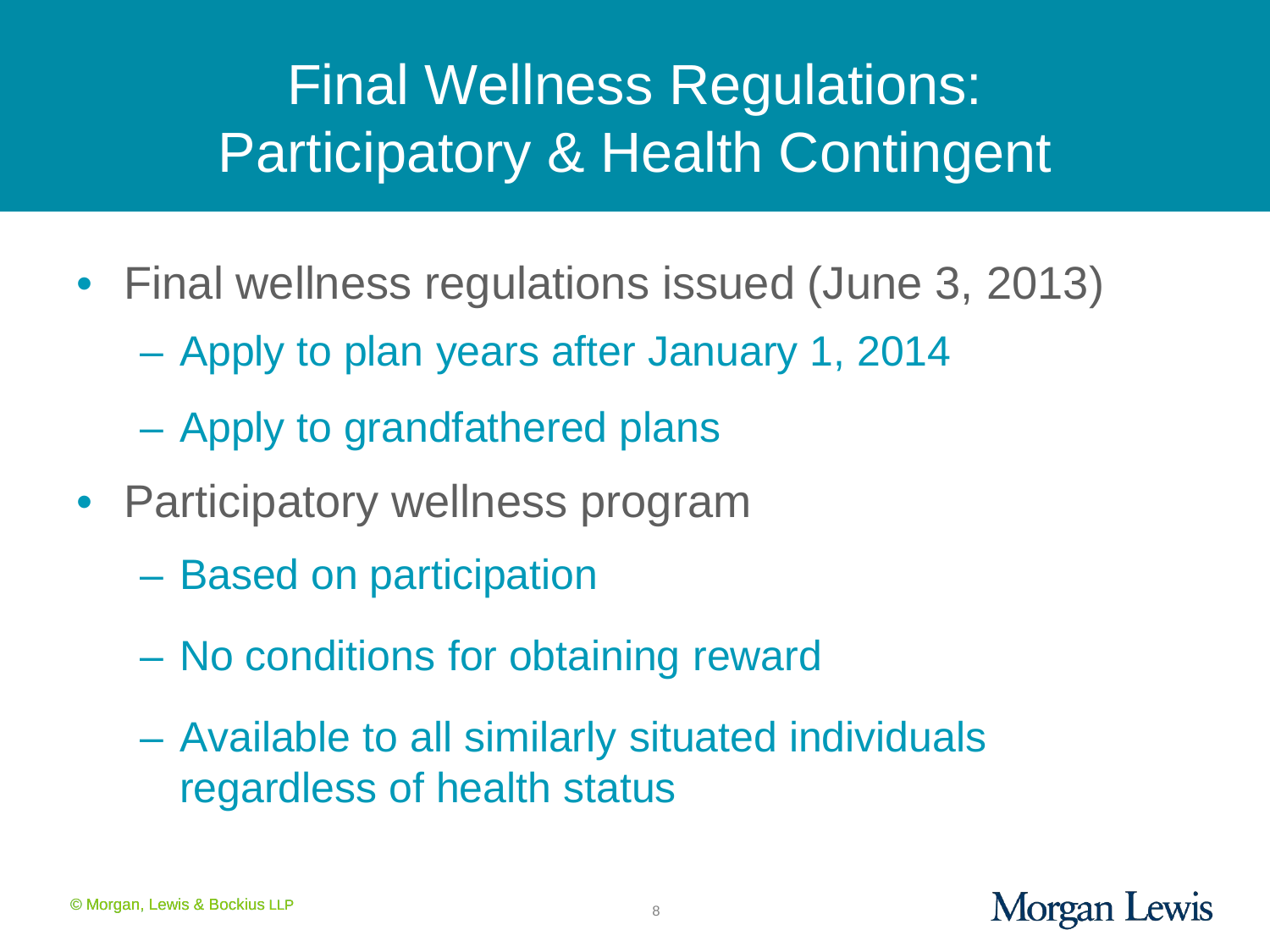# Final Wellness Regulations: Participatory & Health Contingent

- Final wellness regulations issued (June 3, 2013)
  - Apply to plan years after January 1, 2014
  - Apply to grandfathered plans
- Participatory wellness program
  - Based on participation
  - No conditions for obtaining reward
  - Available to all similarly situated individuals regardless of health status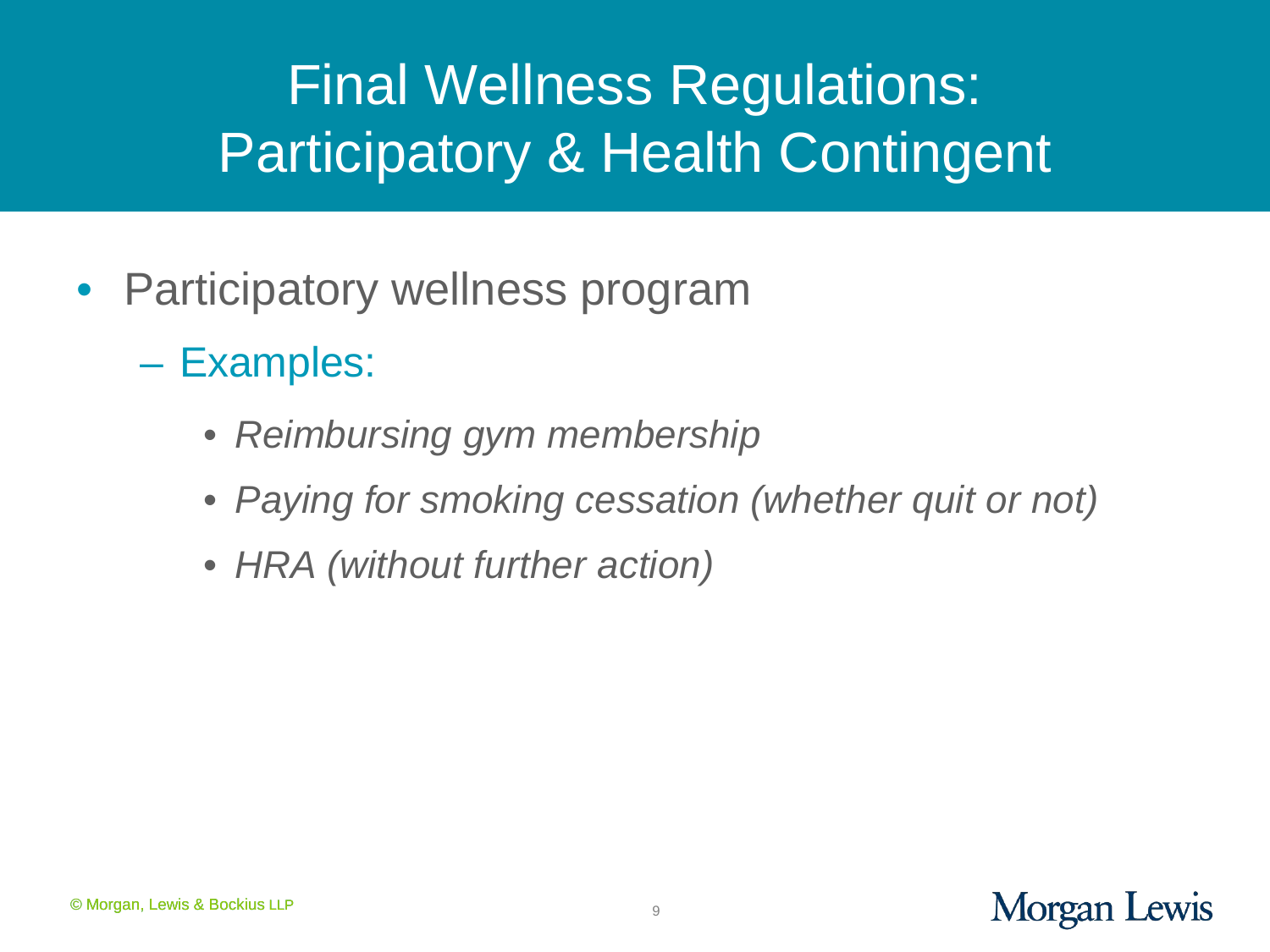# Final Wellness Regulations: Participatory & Health Contingent

- Participatory wellness program
  - Examples:
    - *Reimbursing gym membership*
    - *Paying for smoking cessation (whether quit or not)*
    - *HRA (without further action)*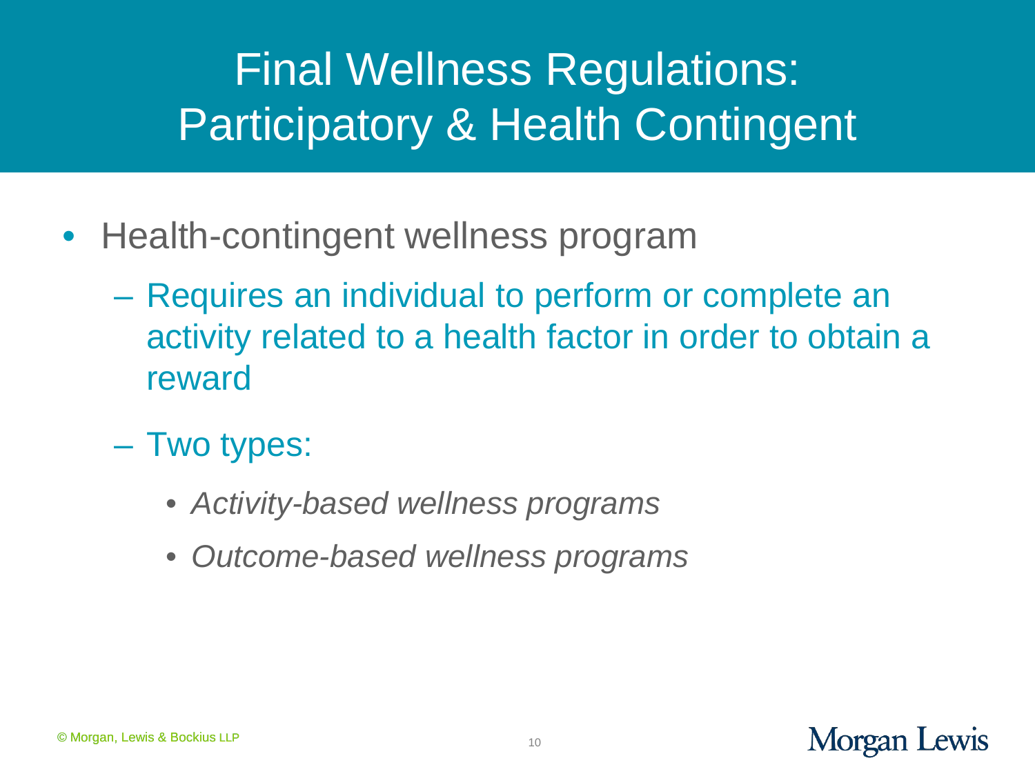# Final Wellness Regulations: Participatory & Health Contingent

- Health-contingent wellness program
  - Requires an individual to perform or complete an activity related to a health factor in order to obtain a reward
  - Two types:
    - *Activity-based wellness programs*
    - *Outcome-based wellness programs*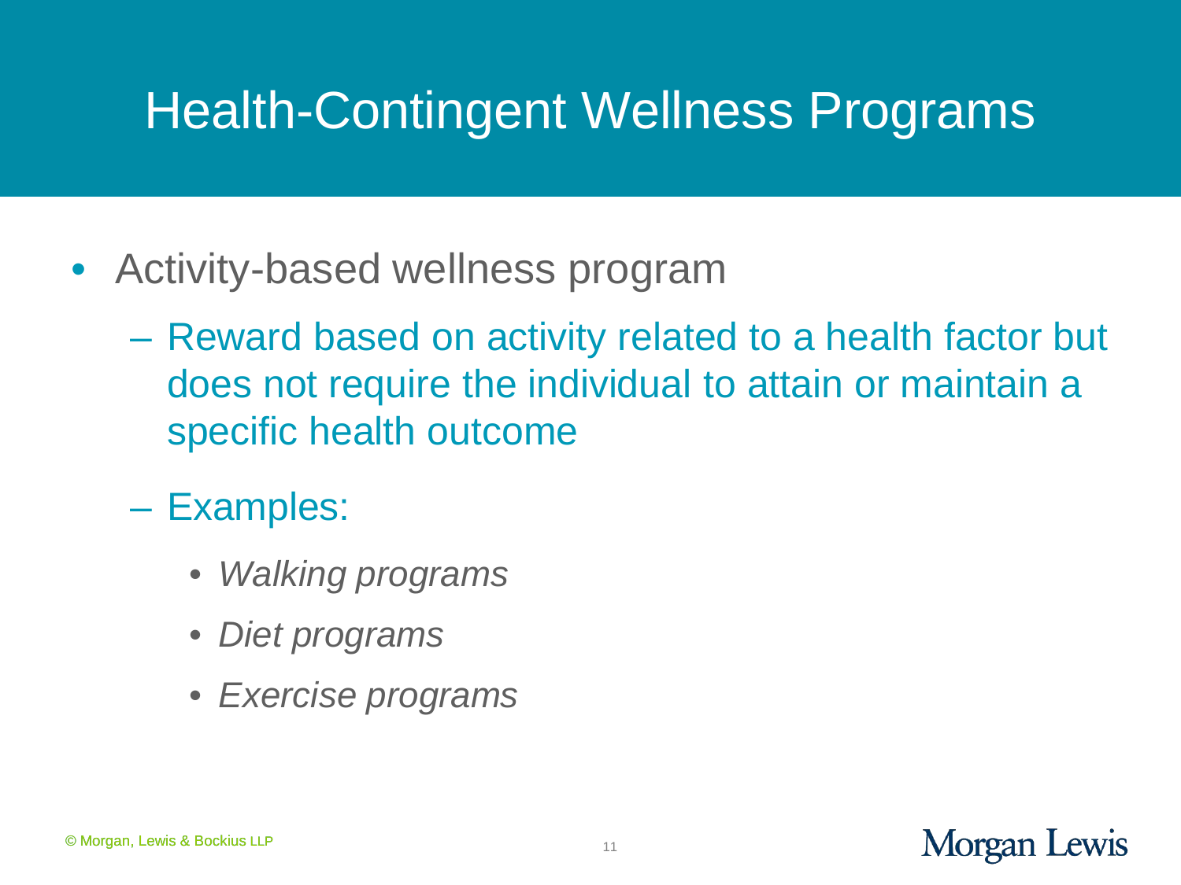# Health-Contingent Wellness Programs

- Activity-based wellness program
  - Reward based on activity related to a health factor but does not require the individual to attain or maintain a specific health outcome
  - Examples:
    - *Walking programs*
    - *Diet programs*
    - *Exercise programs*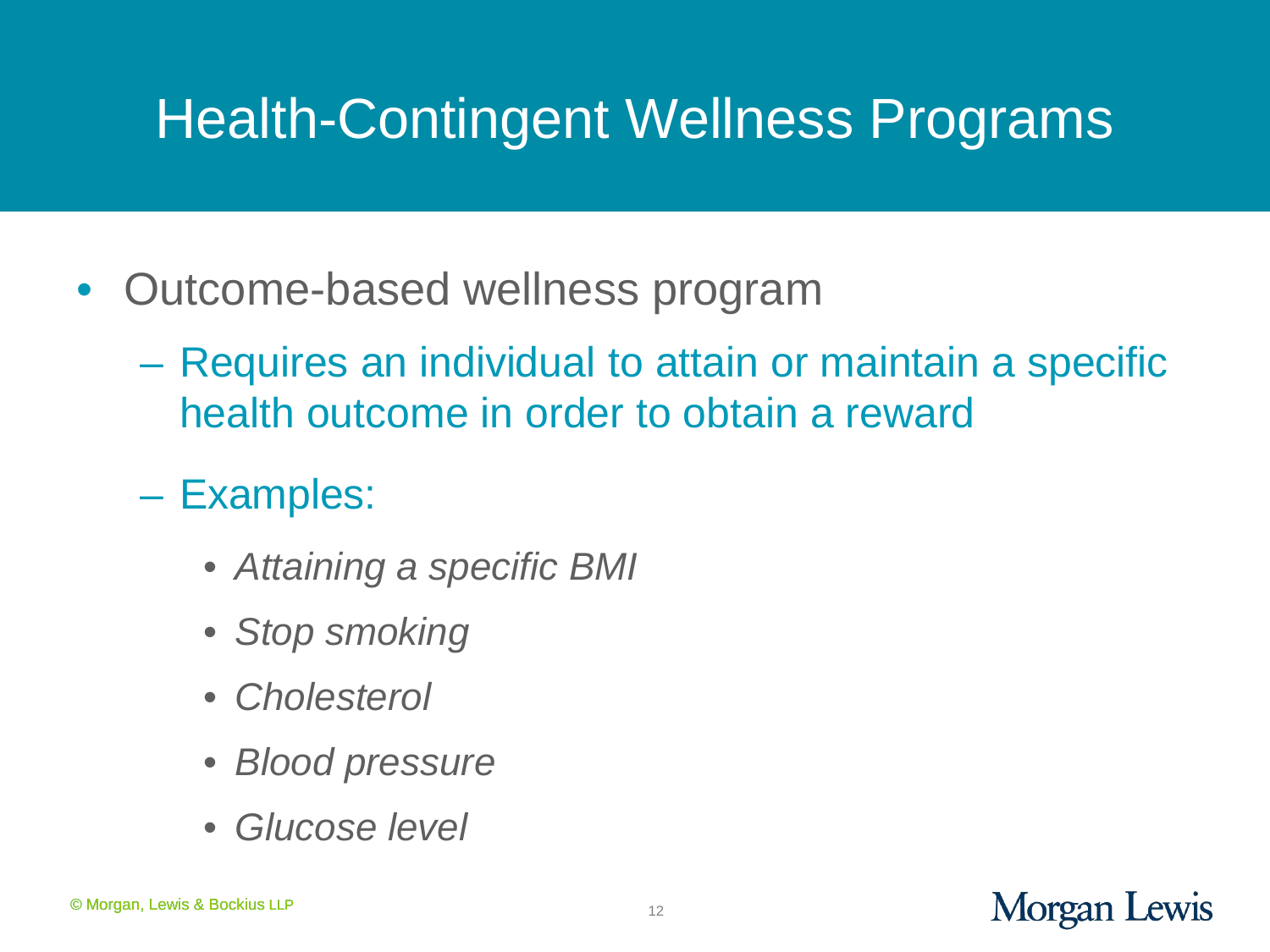# Health-Contingent Wellness Programs

- Outcome-based wellness program
  - Requires an individual to attain or maintain a specific health outcome in order to obtain a reward
  - Examples:
    - *Attaining a specific BMI*
    - *Stop smoking*
    - *Cholesterol*
    - *Blood pressure*
    - *Glucose level*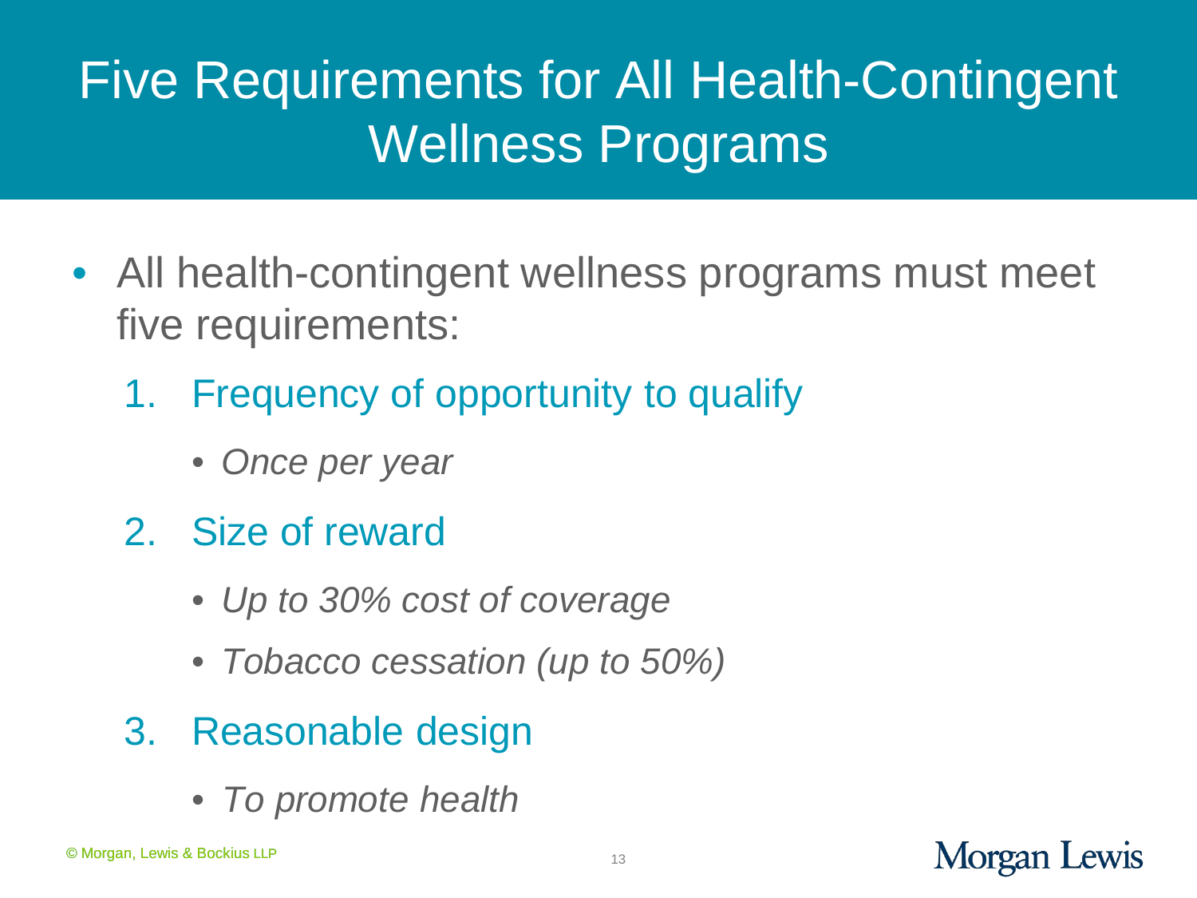# Five Requirements for All Health-Contingent Wellness Programs

- All health-contingent wellness programs must meet five requirements:
  1. Frequency of opportunity to qualify
     - *Once per year*
  2. Size of reward
     - *Up to 30% cost of coverage*
     - *Tobacco cessation (up to 50%)*
  3. Reasonable design
     - *To promote health*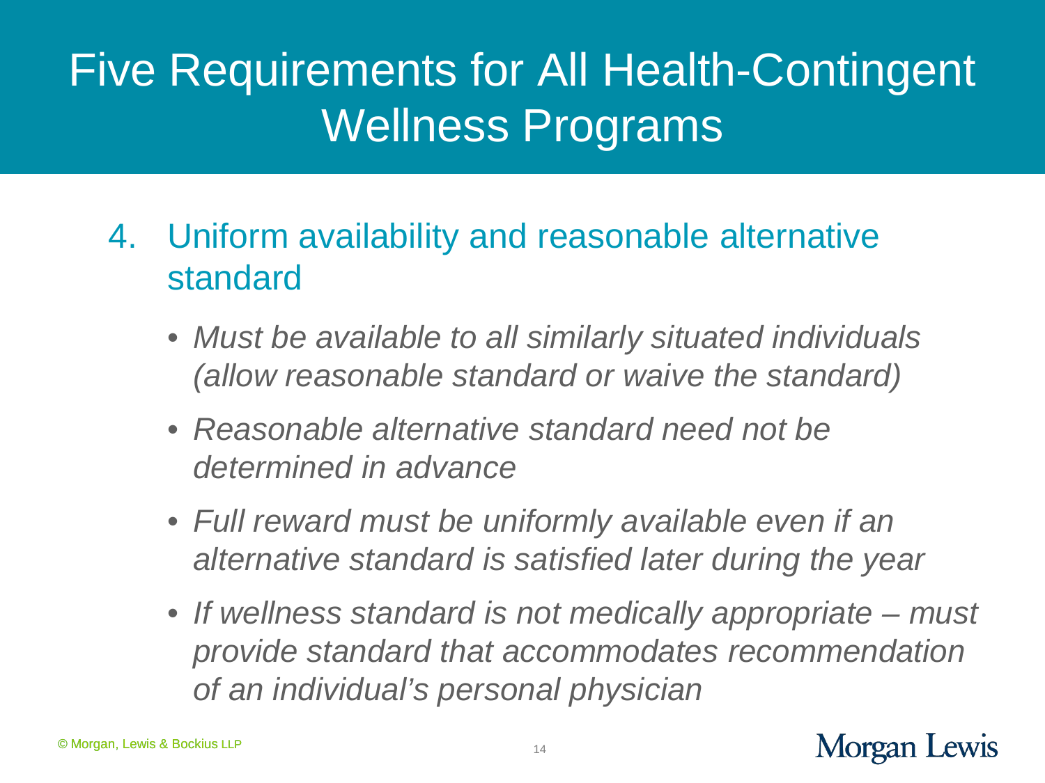# Five Requirements for All Health-Contingent Wellness Programs

4. Uniform availability and reasonable alternative standard

   - *Must be available to all similarly situated individuals (allow reasonable standard or waive the standard)*
   - *Reasonable alternative standard need not be determined in advance*
   - *Full reward must be uniformly available even if an alternative standard is satisfied later during the year*
   - *If wellness standard is not medically appropriate – must provide standard that accommodates recommendation of an individual's personal physician*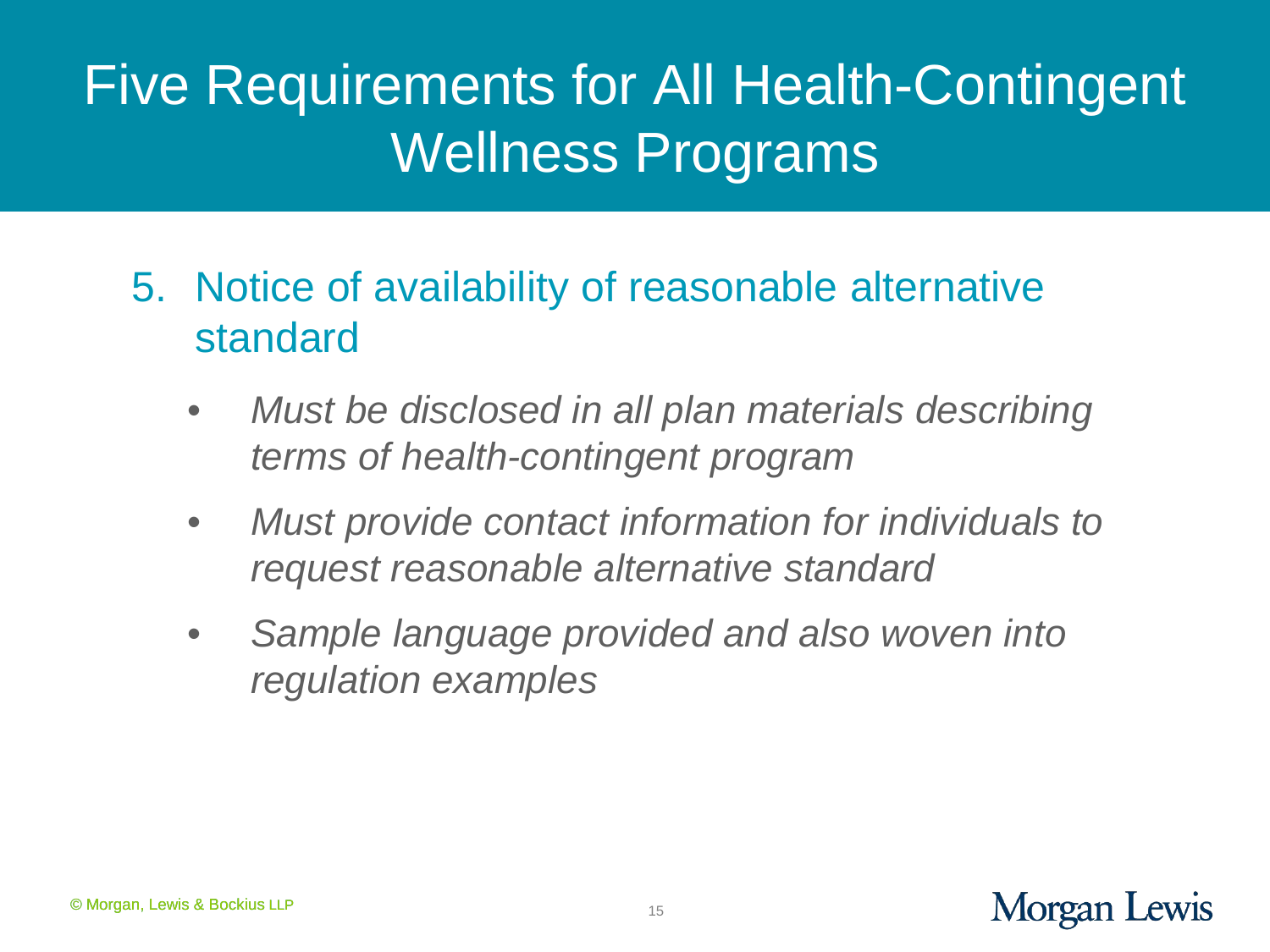# Five Requirements for All Health-Contingent Wellness Programs

5. Notice of availability of reasonable alternative standard

   - *Must be disclosed in all plan materials describing terms of health-contingent program*
   - *Must provide contact information for individuals to request reasonable alternative standard*
   - *Sample language provided and also woven into regulation examples*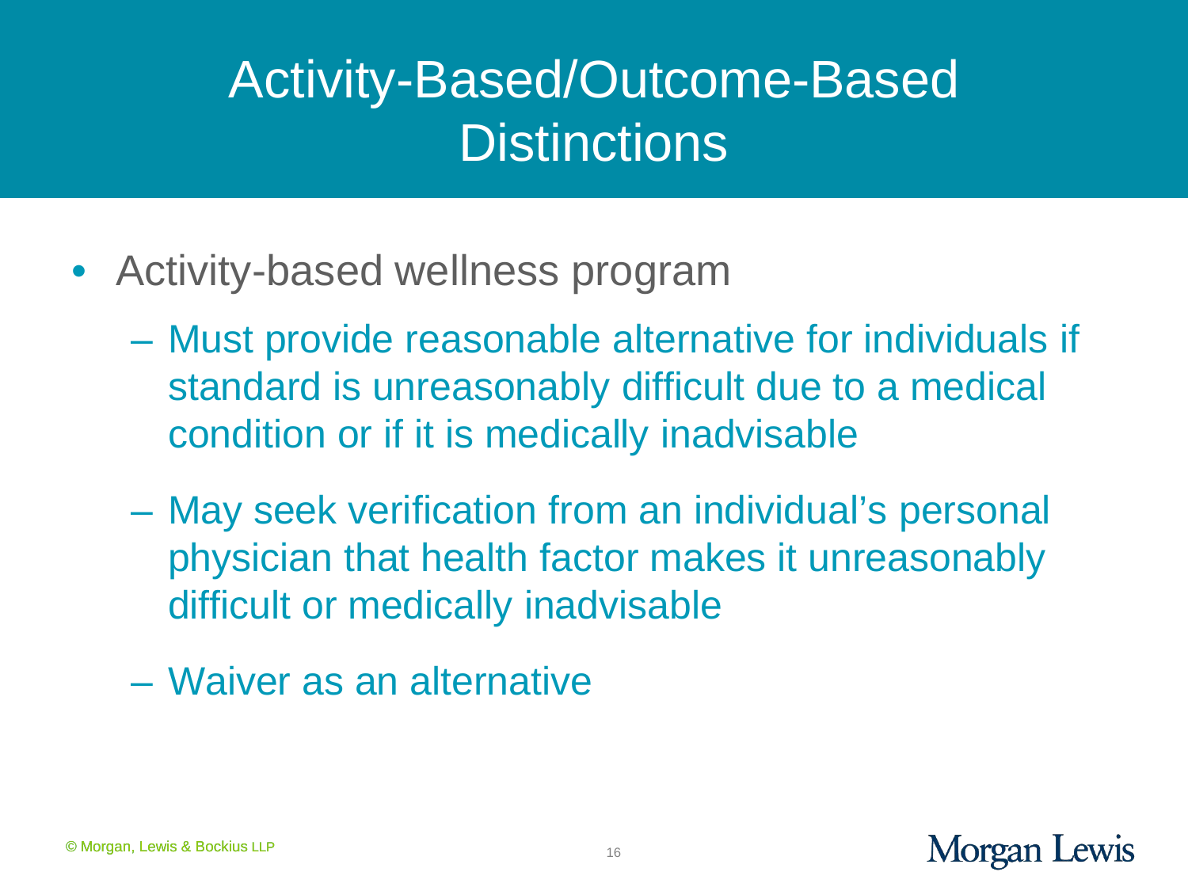# Activity-Based/Outcome-Based Distinctions

- Activity-based wellness program
  - Must provide reasonable alternative for individuals if standard is unreasonably difficult due to a medical condition or if it is medically inadvisable
  - May seek verification from an individual's personal physician that health factor makes it unreasonably difficult or medically inadvisable
  - Waiver as an alternative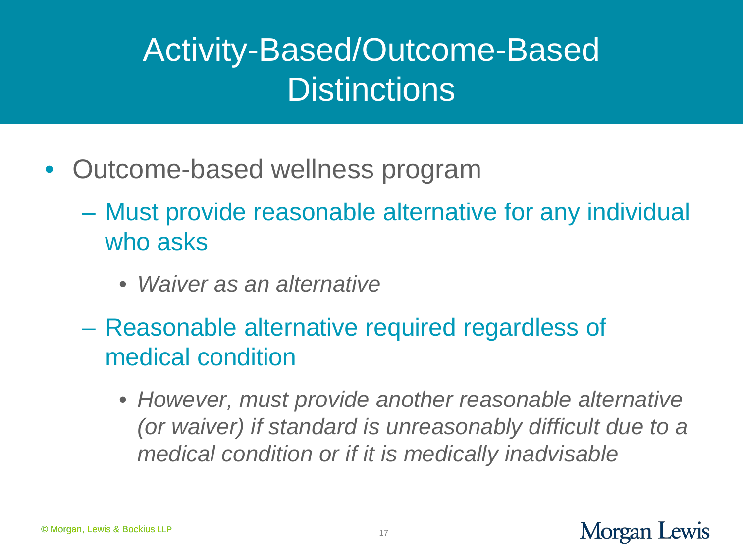# Activity-Based/Outcome-Based Distinctions

- Outcome-based wellness program
  - Must provide reasonable alternative for any individual who asks
    - *Waiver as an alternative*
  - Reasonable alternative required regardless of medical condition
    - *However, must provide another reasonable alternative (or waiver) if standard is unreasonably difficult due to a medical condition or if it is medically inadvisable*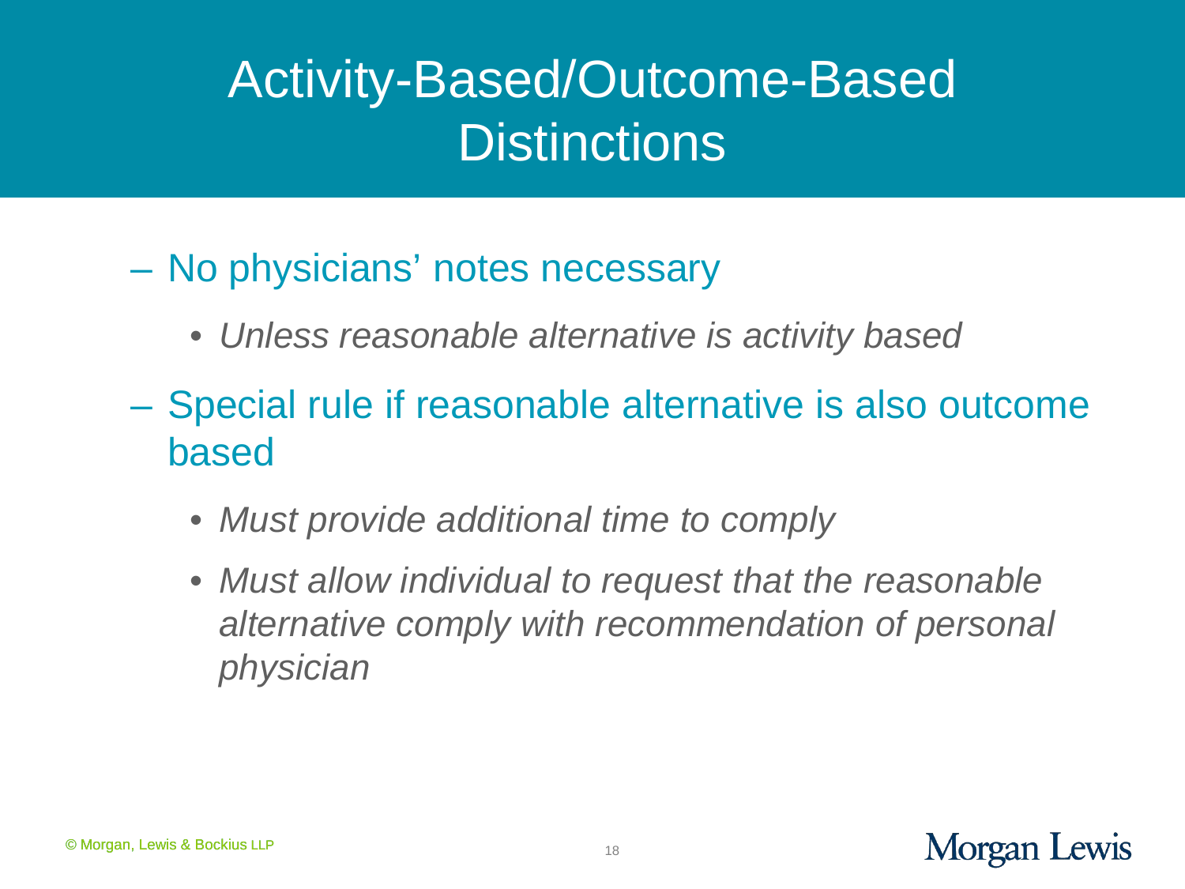# Activity-Based/Outcome-Based Distinctions

- No physicians' notes necessary
  - *Unless reasonable alternative is activity based*
- Special rule if reasonable alternative is also outcome based
  - *Must provide additional time to comply*
  - *Must allow individual to request that the reasonable alternative comply with recommendation of personal physician*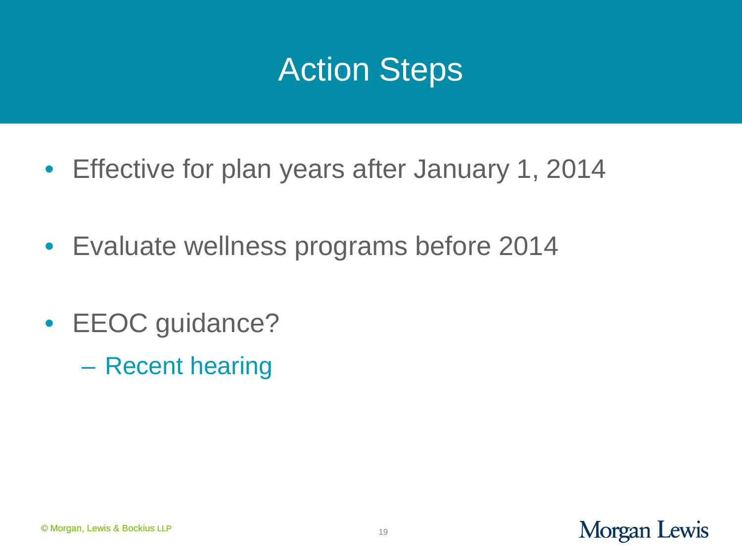# Action Steps

- Effective for plan years after January 1, 2014
- Evaluate wellness programs before 2014
- EEOC guidance?
  - Recent hearing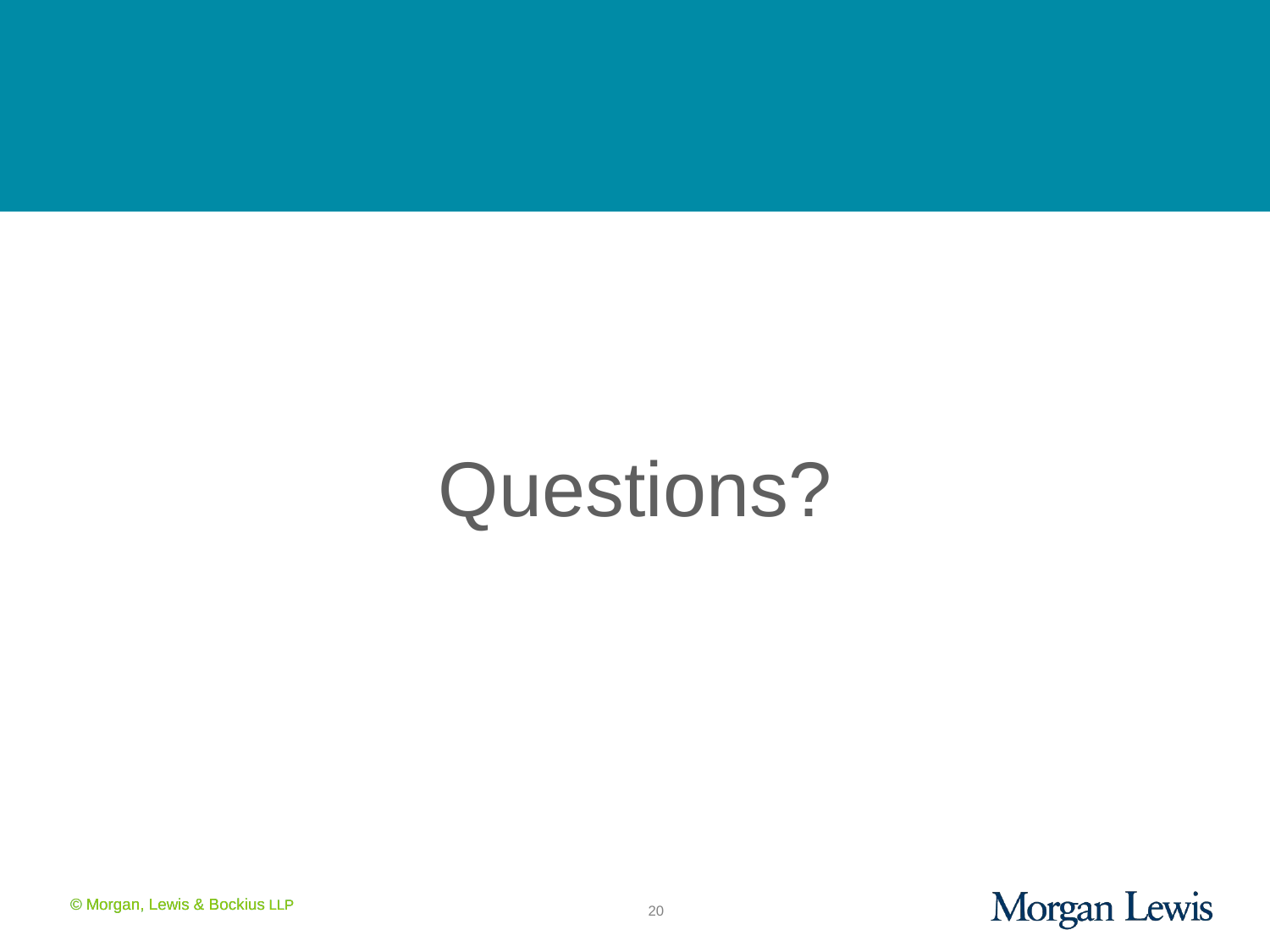# Questions?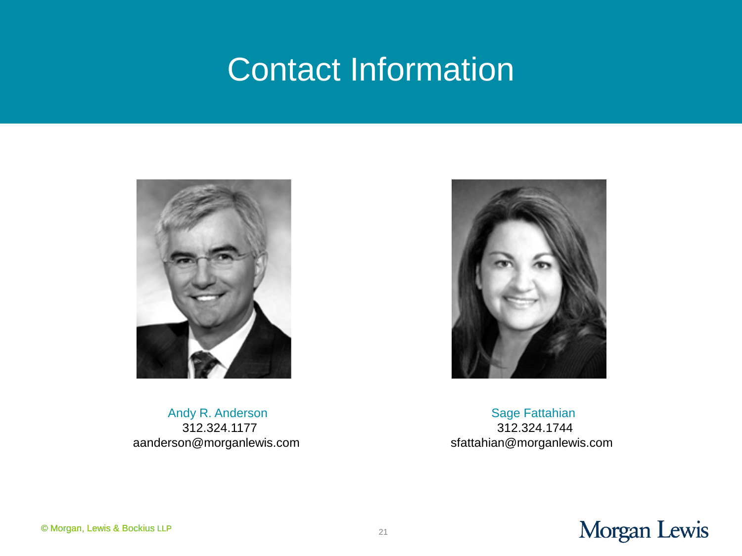# Contact Information

Andy R. Anderson
312.324.1177
aanderson@morganlewis.com

Sage Fattahian
312.324.1744
sfattahian@morganlewis.com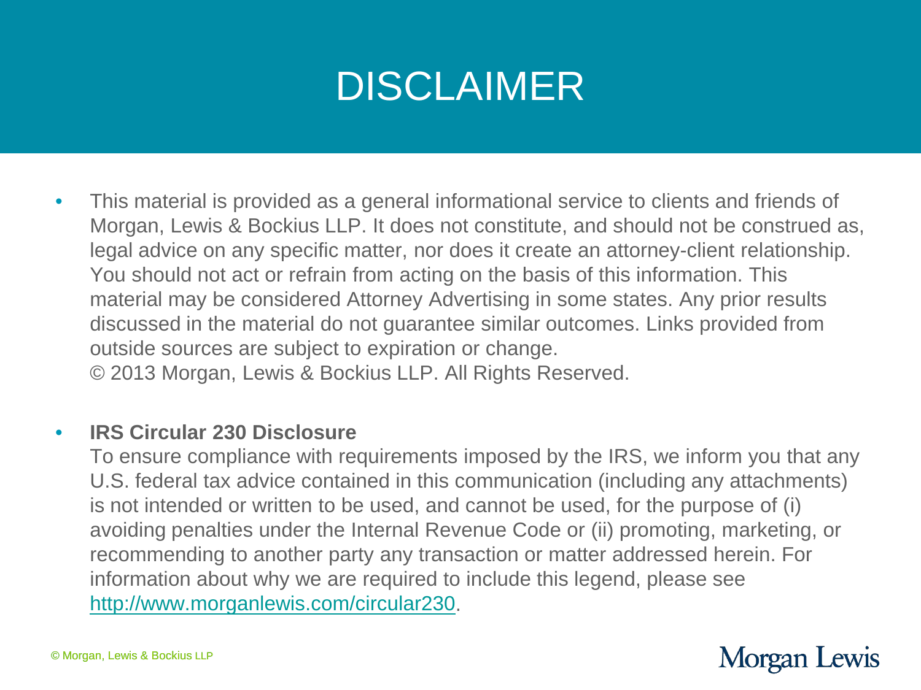# DISCLAIMER

- This material is provided as a general informational service to clients and friends of Morgan, Lewis & Bockius LLP. It does not constitute, and should not be construed as, legal advice on any specific matter, nor does it create an attorney-client relationship. You should not act or refrain from acting on the basis of this information. This material may be considered Attorney Advertising in some states. Any prior results discussed in the material do not guarantee similar outcomes. Links provided from outside sources are subject to expiration or change.
  © 2013 Morgan, Lewis & Bockius LLP. All Rights Reserved.

- **IRS Circular 230 Disclosure**
  To ensure compliance with requirements imposed by the IRS, we inform you that any U.S. federal tax advice contained in this communication (including any attachments) is not intended or written to be used, and cannot be used, for the purpose of (i) avoiding penalties under the Internal Revenue Code or (ii) promoting, marketing, or recommending to another party any transaction or matter addressed herein. For information about why we are required to include this legend, please see http://www.morganlewis.com/circular230.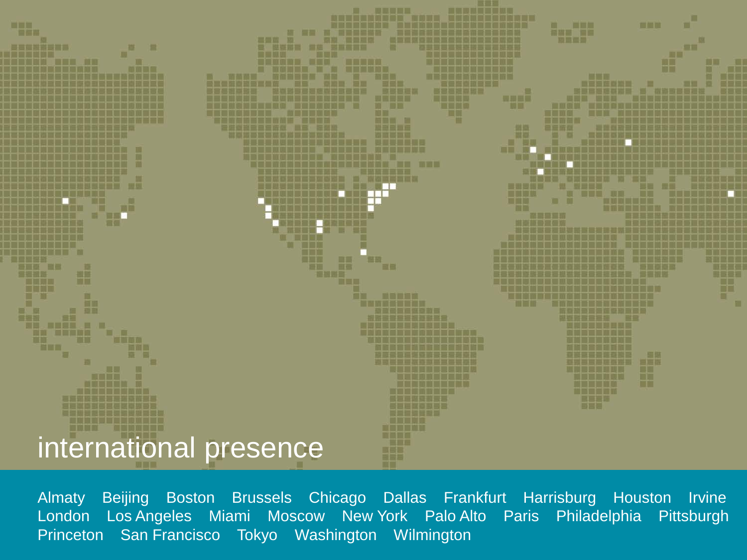# international presence

Almaty Beijing Boston Brussels Chicago Dallas Frankfurt Harrisburg Houston Irvine London Los Angeles Miami Moscow New York Palo Alto Paris Philadelphia Pittsburgh Princeton San Francisco Tokyo Washington Wilmington